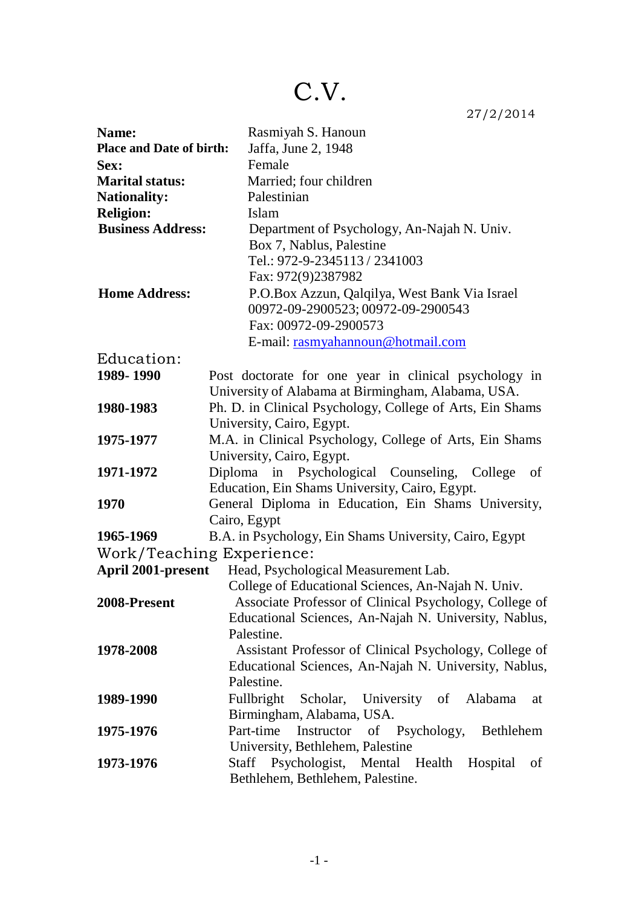# C.V.

27/2/2014

**Name:** Rasmiyah S. Hanoun

**Place and Date of birth:** Jaffa, June 2, 1948

**Sex:** Female

**Marital status:** Married; four children

**Nationality:** Palestinian

**Religion:** Islam

**Business Address:** Department of Psychology, An-Najah N. Univ.
Box 7, Nablus, Palestine
Tel.: 972-9-2345113 / 2341003
Fax: 972(9)2387982

**Home Address:** P.O.Box Azzun, Qalqilya, West Bank Via Israel
00972-09-2900523; 00972-09-2900543
Fax: 00972-09-2900573
E-mail: rasmyahannoun@hotmail.com

## Education:

**1989- 1990** Post doctorate for one year in clinical psychology in University of Alabama at Birmingham, Alabama, USA.

**1980-1983** Ph. D. in Clinical Psychology, College of Arts, Ein Shams University, Cairo, Egypt.

**1975-1977** M.A. in Clinical Psychology, College of Arts, Ein Shams University, Cairo, Egypt.

**1971-1972** Diploma in Psychological Counseling, College of Education, Ein Shams University, Cairo, Egypt.

**1970** General Diploma in Education, Ein Shams University, Cairo, Egypt

**1965-1969** B.A. in Psychology, Ein Shams University, Cairo, Egypt

## Work/Teaching Experience:

**April 2001-present** Head, Psychological Measurement Lab. College of Educational Sciences, An-Najah N. Univ.

**2008-Present** Associate Professor of Clinical Psychology, College of Educational Sciences, An-Najah N. University, Nablus, Palestine.

**1978-2008** Assistant Professor of Clinical Psychology, College of Educational Sciences, An-Najah N. University, Nablus, Palestine.

**1989-1990** Fullbright Scholar, University of Alabama at Birmingham, Alabama, USA.

**1975-1976** Part-time Instructor of Psychology, Bethlehem University, Bethlehem, Palestine

**1973-1976** Staff Psychologist, Mental Health Hospital of Bethlehem, Bethlehem, Palestine.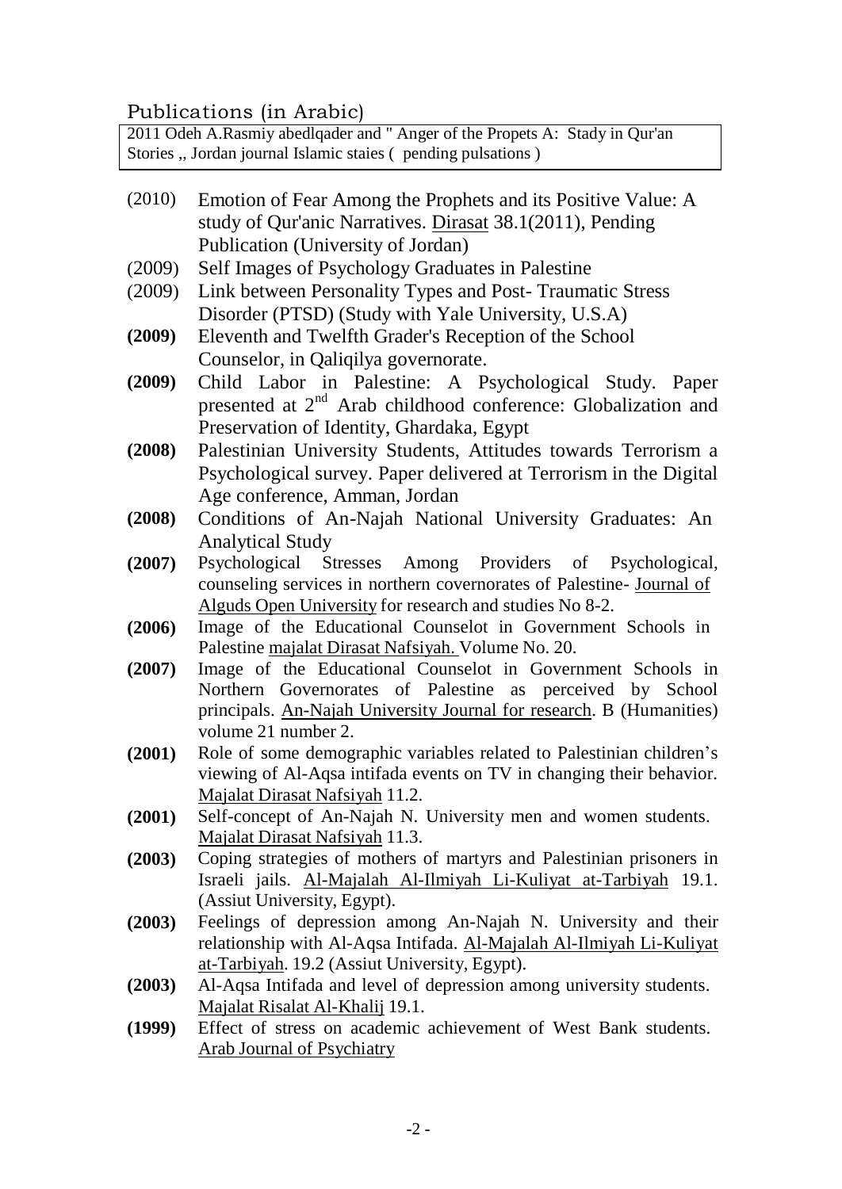## Publications (in Arabic)

2011 Odeh A.Rasmiy abedlqader and " Anger of the Propets A: Stady in Qur'an Stories ,, Jordan journal Islamic staies ( pending pulsations )

- (2010) Emotion of Fear Among the Prophets and its Positive Value: A study of Qur'anic Narratives. Dirasat 38.1(2011), Pending Publication (University of Jordan)
- (2009) Self Images of Psychology Graduates in Palestine
- (2009) Link between Personality Types and Post- Traumatic Stress Disorder (PTSD) (Study with Yale University, U.S.A)
- **(2009)** Eleventh and Twelfth Grader's Reception of the School Counselor, in Qaliqilya governorate.
- **(2009)** Child Labor in Palestine: A Psychological Study. Paper presented at 2nd Arab childhood conference: Globalization and Preservation of Identity, Ghardaka, Egypt
- **(2008)** Palestinian University Students, Attitudes towards Terrorism a Psychological survey. Paper delivered at Terrorism in the Digital Age conference, Amman, Jordan
- **(2008)** Conditions of An-Najah National University Graduates: An Analytical Study
- **(2007)** Psychological Stresses Among Providers of Psychological, counseling services in northern covernorates of Palestine- Journal of Alguds Open University for research and studies No 8-2.
- **(2006)** Image of the Educational Counselot in Government Schools in Palestine majalat Dirasat Nafsiyah. Volume No. 20.
- **(2007)** Image of the Educational Counselot in Government Schools in Northern Governorates of Palestine as perceived by School principals. An-Najah University Journal for research. B (Humanities) volume 21 number 2.
- **(2001)** Role of some demographic variables related to Palestinian children's viewing of Al-Aqsa intifada events on TV in changing their behavior. Majalat Dirasat Nafsiyah 11.2.
- **(2001)** Self-concept of An-Najah N. University men and women students. Majalat Dirasat Nafsiyah 11.3.
- **(2003)** Coping strategies of mothers of martyrs and Palestinian prisoners in Israeli jails. Al-Majalah Al-Ilmiyah Li-Kuliyat at-Tarbiyah 19.1. (Assiut University, Egypt).
- **(2003)** Feelings of depression among An-Najah N. University and their relationship with Al-Aqsa Intifada. Al-Majalah Al-Ilmiyah Li-Kuliyat at-Tarbiyah. 19.2 (Assiut University, Egypt).
- **(2003)** Al-Aqsa Intifada and level of depression among university students. Majalat Risalat Al-Khalij 19.1.
- **(1999)** Effect of stress on academic achievement of West Bank students. Arab Journal of Psychiatry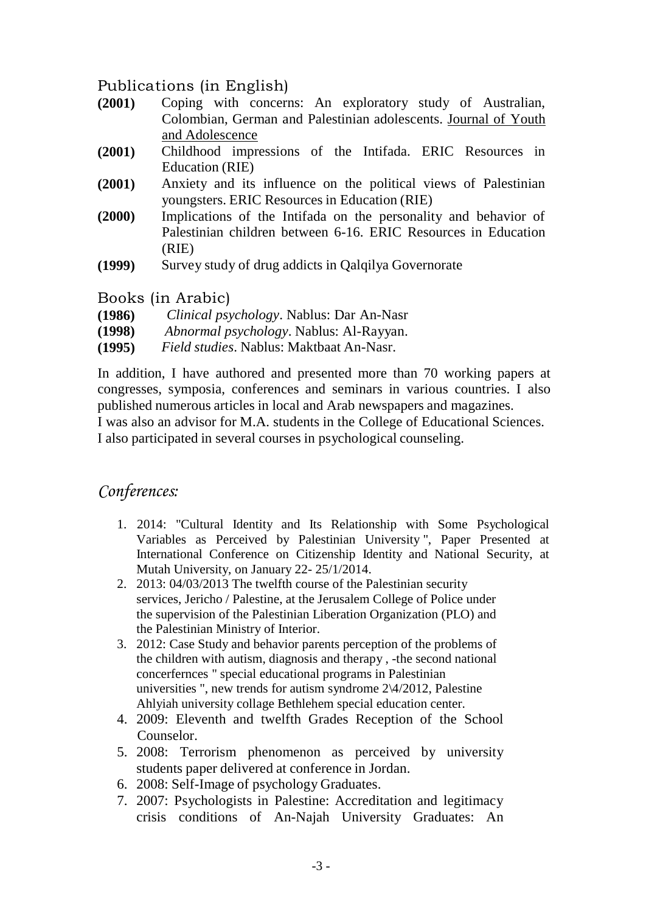## Publications (in English)

**(2001)** Coping with concerns: An exploratory study of Australian, Colombian, German and Palestinian adolescents. Journal of Youth and Adolescence

**(2001)** Childhood impressions of the Intifada. ERIC Resources in Education (RIE)

**(2001)** Anxiety and its influence on the political views of Palestinian youngsters. ERIC Resources in Education (RIE)

**(2000)** Implications of the Intifada on the personality and behavior of Palestinian children between 6-16. ERIC Resources in Education (RIE)

**(1999)** Survey study of drug addicts in Qalqilya Governorate

## Books (in Arabic)

**(1986)** *Clinical psychology*. Nablus: Dar An-Nasr

**(1998)** *Abnormal psychology*. Nablus: Al-Rayyan.

**(1995)** *Field studies*. Nablus: Maktbaat An-Nasr.

In addition, I have authored and presented more than 70 working papers at congresses, symposia, conferences and seminars in various countries. I also published numerous articles in local and Arab newspapers and magazines.
I was also an advisor for M.A. students in the College of Educational Sciences.
I also participated in several courses in psychological counseling.

## *Conferences:*

1. 2014: "Cultural Identity and Its Relationship with Some Psychological Variables as Perceived by Palestinian University ", Paper Presented at International Conference on Citizenship Identity and National Security, at Mutah University, on January 22- 25/1/2014.
2. 2013: 04/03/2013 The twelfth course of the Palestinian security services, Jericho / Palestine, at the Jerusalem College of Police under the supervision of the Palestinian Liberation Organization (PLO) and the Palestinian Ministry of Interior.
3. 2012: Case Study and behavior parents perception of the problems of the children with autism, diagnosis and therapy , -the second national concerfernces " special educational programs in Palestinian universities ", new trends for autism syndrome 2\4/2012, Palestine Ahlyiah university collage Bethlehem special education center.
4. 2009: Eleventh and twelfth Grades Reception of the School Counselor.
5. 2008: Terrorism phenomenon as perceived by university students paper delivered at conference in Jordan.
6. 2008: Self-Image of psychology Graduates.
7. 2007: Psychologists in Palestine: Accreditation and legitimacy crisis conditions of An-Najah University Graduates: An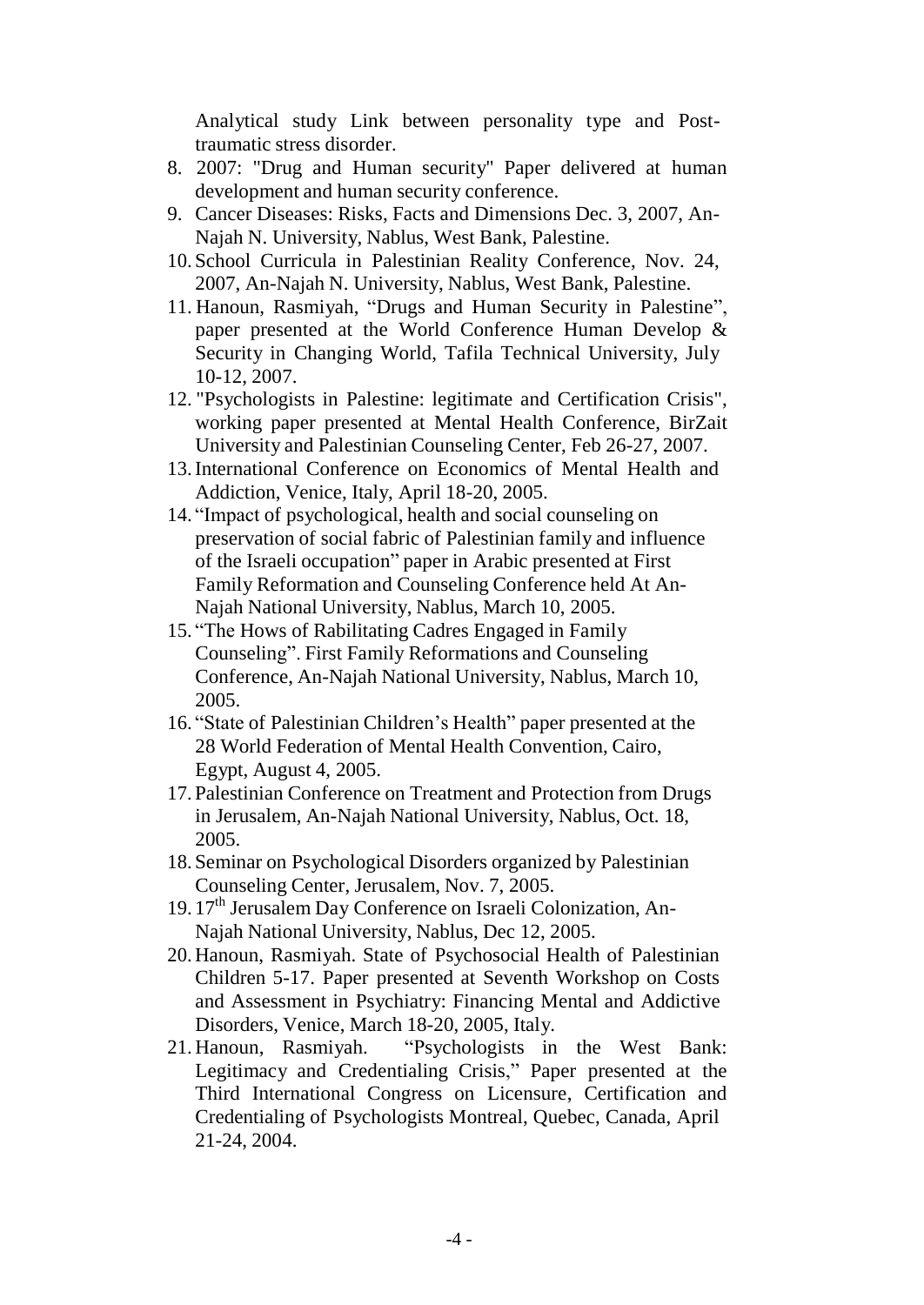Analytical study Link between personality type and Post-traumatic stress disorder.

8. 2007: "Drug and Human security" Paper delivered at human development and human security conference.
9. Cancer Diseases: Risks, Facts and Dimensions Dec. 3, 2007, An-Najah N. University, Nablus, West Bank, Palestine.
10. School Curricula in Palestinian Reality Conference, Nov. 24, 2007, An-Najah N. University, Nablus, West Bank, Palestine.
11. Hanoun, Rasmiyah, "Drugs and Human Security in Palestine", paper presented at the World Conference Human Develop & Security in Changing World, Tafila Technical University, July 10-12, 2007.
12. "Psychologists in Palestine: legitimate and Certification Crisis", working paper presented at Mental Health Conference, BirZait University and Palestinian Counseling Center, Feb 26-27, 2007.
13. International Conference on Economics of Mental Health and Addiction, Venice, Italy, April 18-20, 2005.
14. "Impact of psychological, health and social counseling on preservation of social fabric of Palestinian family and influence of the Israeli occupation" paper in Arabic presented at First Family Reformation and Counseling Conference held At An-Najah National University, Nablus, March 10, 2005.
15. "The Hows of Rabilitating Cadres Engaged in Family Counseling". First Family Reformations and Counseling Conference, An-Najah National University, Nablus, March 10, 2005.
16. "State of Palestinian Children's Health" paper presented at the 28 World Federation of Mental Health Convention, Cairo, Egypt, August 4, 2005.
17. Palestinian Conference on Treatment and Protection from Drugs in Jerusalem, An-Najah National University, Nablus, Oct. 18, 2005.
18. Seminar on Psychological Disorders organized by Palestinian Counseling Center, Jerusalem, Nov. 7, 2005.
19. 17th Jerusalem Day Conference on Israeli Colonization, An-Najah National University, Nablus, Dec 12, 2005.
20. Hanoun, Rasmiyah. State of Psychosocial Health of Palestinian Children 5-17. Paper presented at Seventh Workshop on Costs and Assessment in Psychiatry: Financing Mental and Addictive Disorders, Venice, March 18-20, 2005, Italy.
21. Hanoun, Rasmiyah. "Psychologists in the West Bank: Legitimacy and Credentialing Crisis," Paper presented at the Third International Congress on Licensure, Certification and Credentialing of Psychologists Montreal, Quebec, Canada, April 21-24, 2004.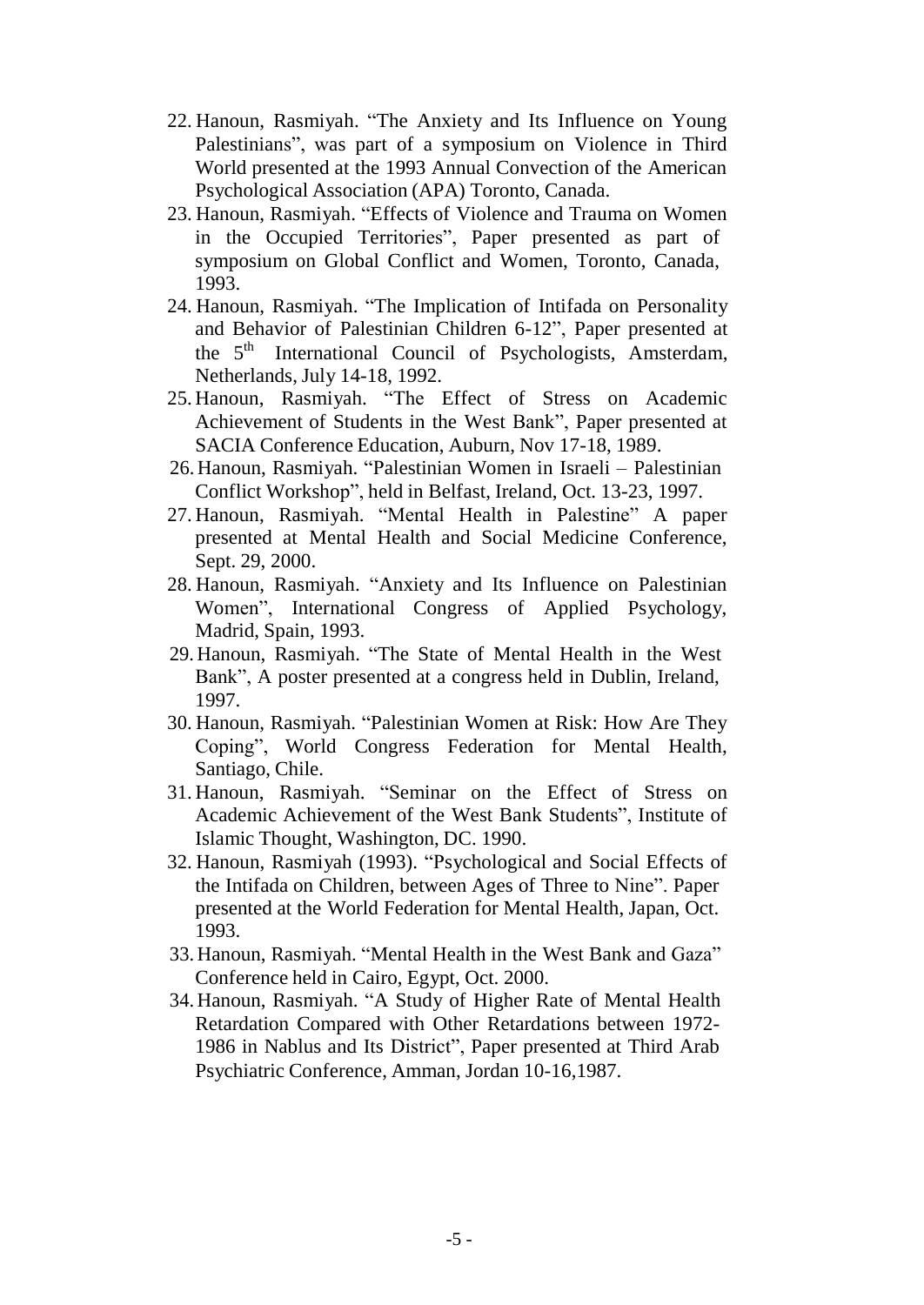22. Hanoun, Rasmiyah. "The Anxiety and Its Influence on Young Palestinians", was part of a symposium on Violence in Third World presented at the 1993 Annual Convection of the American Psychological Association (APA) Toronto, Canada.
23. Hanoun, Rasmiyah. "Effects of Violence and Trauma on Women in the Occupied Territories", Paper presented as part of symposium on Global Conflict and Women, Toronto, Canada, 1993.
24. Hanoun, Rasmiyah. "The Implication of Intifada on Personality and Behavior of Palestinian Children 6-12", Paper presented at the 5th International Council of Psychologists, Amsterdam, Netherlands, July 14-18, 1992.
25. Hanoun, Rasmiyah. "The Effect of Stress on Academic Achievement of Students in the West Bank", Paper presented at SACIA Conference Education, Auburn, Nov 17-18, 1989.
26. Hanoun, Rasmiyah. "Palestinian Women in Israeli – Palestinian Conflict Workshop", held in Belfast, Ireland, Oct. 13-23, 1997.
27. Hanoun, Rasmiyah. "Mental Health in Palestine" A paper presented at Mental Health and Social Medicine Conference, Sept. 29, 2000.
28. Hanoun, Rasmiyah. "Anxiety and Its Influence on Palestinian Women", International Congress of Applied Psychology, Madrid, Spain, 1993.
29. Hanoun, Rasmiyah. "The State of Mental Health in the West Bank", A poster presented at a congress held in Dublin, Ireland, 1997.
30. Hanoun, Rasmiyah. "Palestinian Women at Risk: How Are They Coping", World Congress Federation for Mental Health, Santiago, Chile.
31. Hanoun, Rasmiyah. "Seminar on the Effect of Stress on Academic Achievement of the West Bank Students", Institute of Islamic Thought, Washington, DC. 1990.
32. Hanoun, Rasmiyah (1993). "Psychological and Social Effects of the Intifada on Children, between Ages of Three to Nine". Paper presented at the World Federation for Mental Health, Japan, Oct. 1993.
33. Hanoun, Rasmiyah. "Mental Health in the West Bank and Gaza" Conference held in Cairo, Egypt, Oct. 2000.
34. Hanoun, Rasmiyah. "A Study of Higher Rate of Mental Health Retardation Compared with Other Retardations between 1972-1986 in Nablus and Its District", Paper presented at Third Arab Psychiatric Conference, Amman, Jordan 10-16,1987.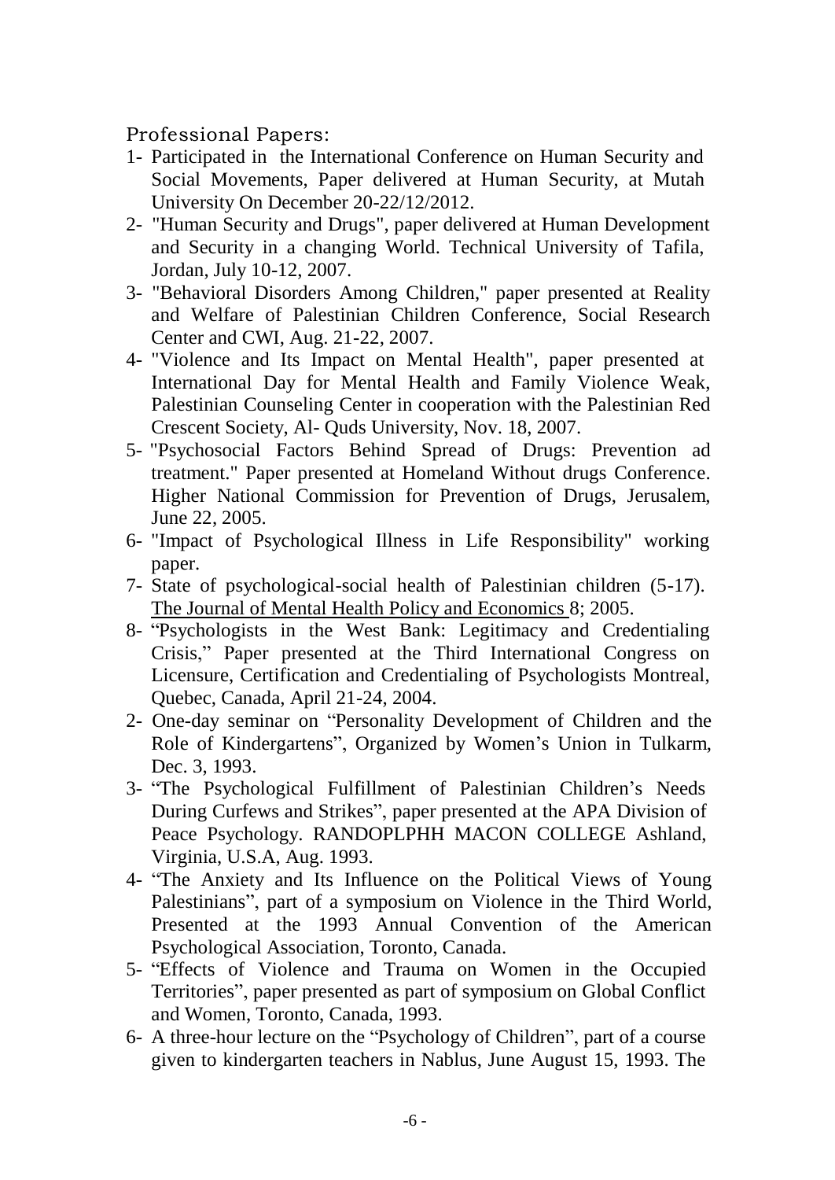Professional Papers:

1- Participated in the International Conference on Human Security and Social Movements, Paper delivered at Human Security, at Mutah University On December 20-22/12/2012.

2- "Human Security and Drugs", paper delivered at Human Development and Security in a changing World. Technical University of Tafila, Jordan, July 10-12, 2007.

3- "Behavioral Disorders Among Children," paper presented at Reality and Welfare of Palestinian Children Conference, Social Research Center and CWI, Aug. 21-22, 2007.

4- "Violence and Its Impact on Mental Health", paper presented at International Day for Mental Health and Family Violence Weak, Palestinian Counseling Center in cooperation with the Palestinian Red Crescent Society, Al- Quds University, Nov. 18, 2007.

5- "Psychosocial Factors Behind Spread of Drugs: Prevention ad treatment." Paper presented at Homeland Without drugs Conference. Higher National Commission for Prevention of Drugs, Jerusalem, June 22, 2005.

6- "Impact of Psychological Illness in Life Responsibility" working paper.

7- State of psychological-social health of Palestinian children (5-17). The Journal of Mental Health Policy and Economics 8; 2005.

8- "Psychologists in the West Bank: Legitimacy and Credentialing Crisis," Paper presented at the Third International Congress on Licensure, Certification and Credentialing of Psychologists Montreal, Quebec, Canada, April 21-24, 2004.

2- One-day seminar on "Personality Development of Children and the Role of Kindergartens", Organized by Women's Union in Tulkarm, Dec. 3, 1993.

3- "The Psychological Fulfillment of Palestinian Children's Needs During Curfews and Strikes", paper presented at the APA Division of Peace Psychology. RANDOPLPHH MACON COLLEGE Ashland, Virginia, U.S.A, Aug. 1993.

4- "The Anxiety and Its Influence on the Political Views of Young Palestinians", part of a symposium on Violence in the Third World, Presented at the 1993 Annual Convention of the American Psychological Association, Toronto, Canada.

5- "Effects of Violence and Trauma on Women in the Occupied Territories", paper presented as part of symposium on Global Conflict and Women, Toronto, Canada, 1993.

6- A three-hour lecture on the "Psychology of Children", part of a course given to kindergarten teachers in Nablus, June August 15, 1993. The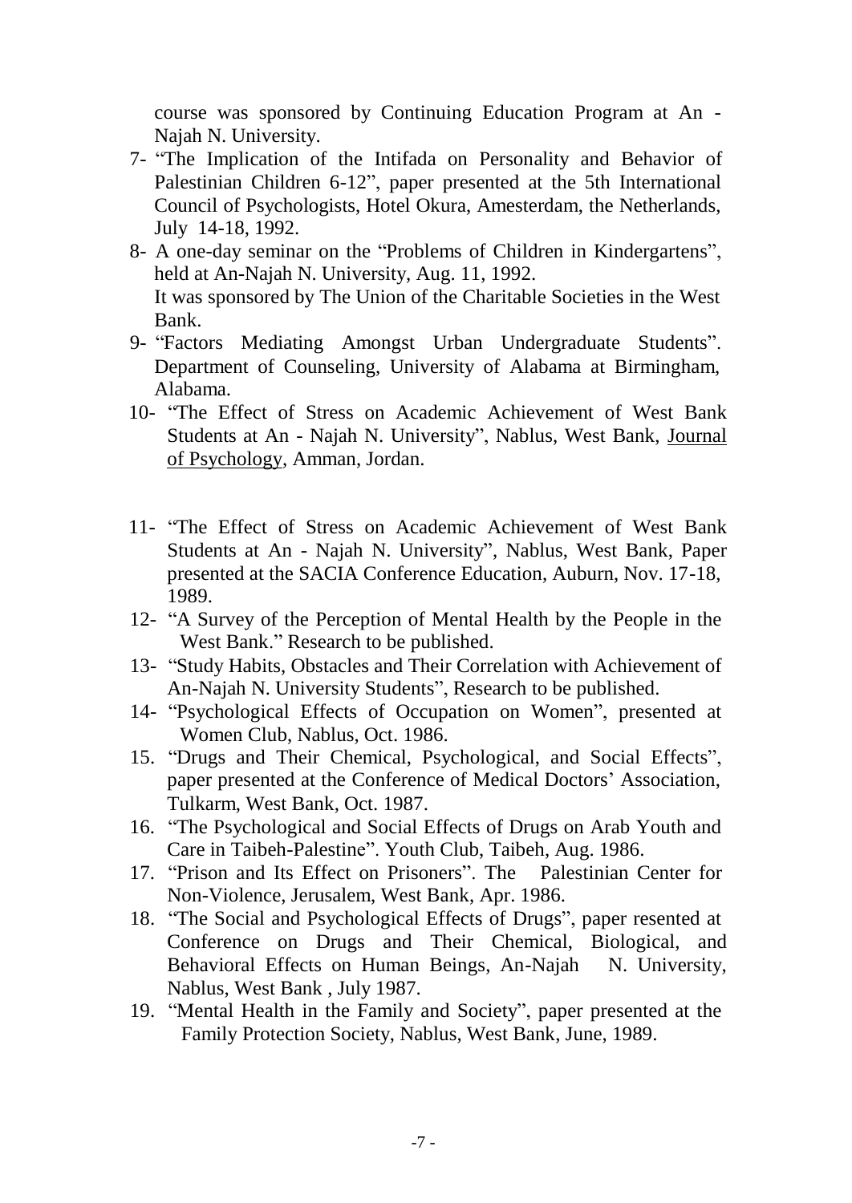course was sponsored by Continuing Education Program at An - Najah N. University.

7- "The Implication of the Intifada on Personality and Behavior of Palestinian Children 6-12", paper presented at the 5th International Council of Psychologists, Hotel Okura, Amesterdam, the Netherlands, July 14-18, 1992.

8- A one-day seminar on the "Problems of Children in Kindergartens", held at An-Najah N. University, Aug. 11, 1992.
It was sponsored by The Union of the Charitable Societies in the West Bank.

9- "Factors Mediating Amongst Urban Undergraduate Students". Department of Counseling, University of Alabama at Birmingham, Alabama.

10- "The Effect of Stress on Academic Achievement of West Bank Students at An - Najah N. University", Nablus, West Bank, <u>Journal of Psychology</u>, Amman, Jordan.

11- "The Effect of Stress on Academic Achievement of West Bank Students at An - Najah N. University", Nablus, West Bank, Paper presented at the SACIA Conference Education, Auburn, Nov. 17-18, 1989.

12- "A Survey of the Perception of Mental Health by the People in the West Bank." Research to be published.

13- "Study Habits, Obstacles and Their Correlation with Achievement of An-Najah N. University Students", Research to be published.

14- "Psychological Effects of Occupation on Women", presented at Women Club, Nablus, Oct. 1986.

15. "Drugs and Their Chemical, Psychological, and Social Effects", paper presented at the Conference of Medical Doctors' Association, Tulkarm, West Bank, Oct. 1987.

16. "The Psychological and Social Effects of Drugs on Arab Youth and Care in Taibeh-Palestine". Youth Club, Taibeh, Aug. 1986.

17. "Prison and Its Effect on Prisoners". The Palestinian Center for Non-Violence, Jerusalem, West Bank, Apr. 1986.

18. "The Social and Psychological Effects of Drugs", paper resented at Conference on Drugs and Their Chemical, Biological, and Behavioral Effects on Human Beings, An-Najah N. University, Nablus, West Bank , July 1987.

19. "Mental Health in the Family and Society", paper presented at the Family Protection Society, Nablus, West Bank, June, 1989.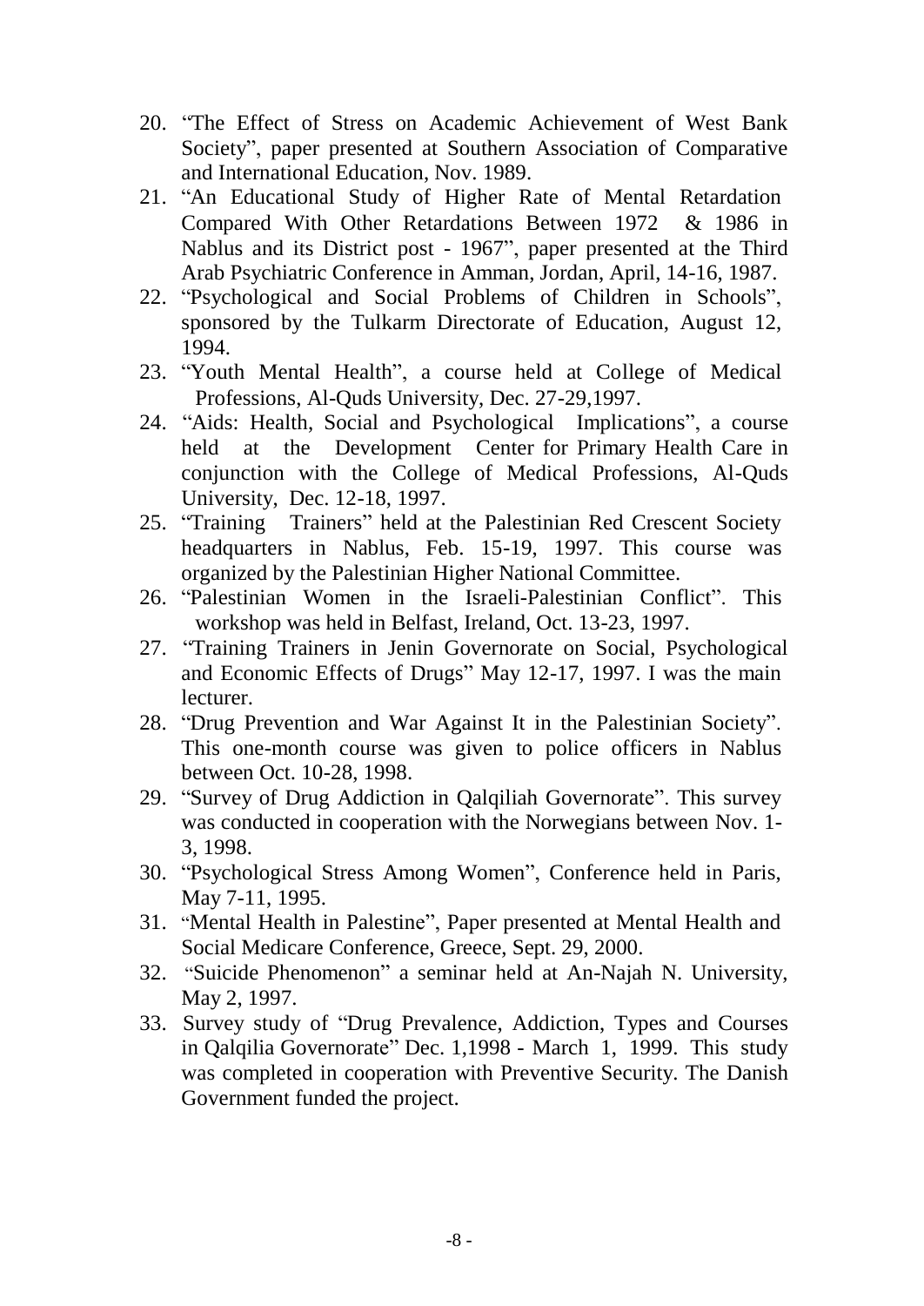20. "The Effect of Stress on Academic Achievement of West Bank Society", paper presented at Southern Association of Comparative and International Education, Nov. 1989.
21. "An Educational Study of Higher Rate of Mental Retardation Compared With Other Retardations Between 1972 & 1986 in Nablus and its District post - 1967", paper presented at the Third Arab Psychiatric Conference in Amman, Jordan, April, 14-16, 1987.
22. "Psychological and Social Problems of Children in Schools", sponsored by the Tulkarm Directorate of Education, August 12, 1994.
23. "Youth Mental Health", a course held at College of Medical Professions, Al-Quds University, Dec. 27-29,1997.
24. "Aids: Health, Social and Psychological Implications", a course held at the Development Center for Primary Health Care in conjunction with the College of Medical Professions, Al-Quds University, Dec. 12-18, 1997.
25. "Training Trainers" held at the Palestinian Red Crescent Society headquarters in Nablus, Feb. 15-19, 1997. This course was organized by the Palestinian Higher National Committee.
26. "Palestinian Women in the Israeli-Palestinian Conflict". This workshop was held in Belfast, Ireland, Oct. 13-23, 1997.
27. "Training Trainers in Jenin Governorate on Social, Psychological and Economic Effects of Drugs" May 12-17, 1997. I was the main lecturer.
28. "Drug Prevention and War Against It in the Palestinian Society". This one-month course was given to police officers in Nablus between Oct. 10-28, 1998.
29. "Survey of Drug Addiction in Qalqiliah Governorate". This survey was conducted in cooperation with the Norwegians between Nov. 1-3, 1998.
30. "Psychological Stress Among Women", Conference held in Paris, May 7-11, 1995.
31. "Mental Health in Palestine", Paper presented at Mental Health and Social Medicare Conference, Greece, Sept. 29, 2000.
32. "Suicide Phenomenon" a seminar held at An-Najah N. University, May 2, 1997.
33. Survey study of "Drug Prevalence, Addiction, Types and Courses in Qalqilia Governorate" Dec. 1,1998 - March 1, 1999. This study was completed in cooperation with Preventive Security. The Danish Government funded the project.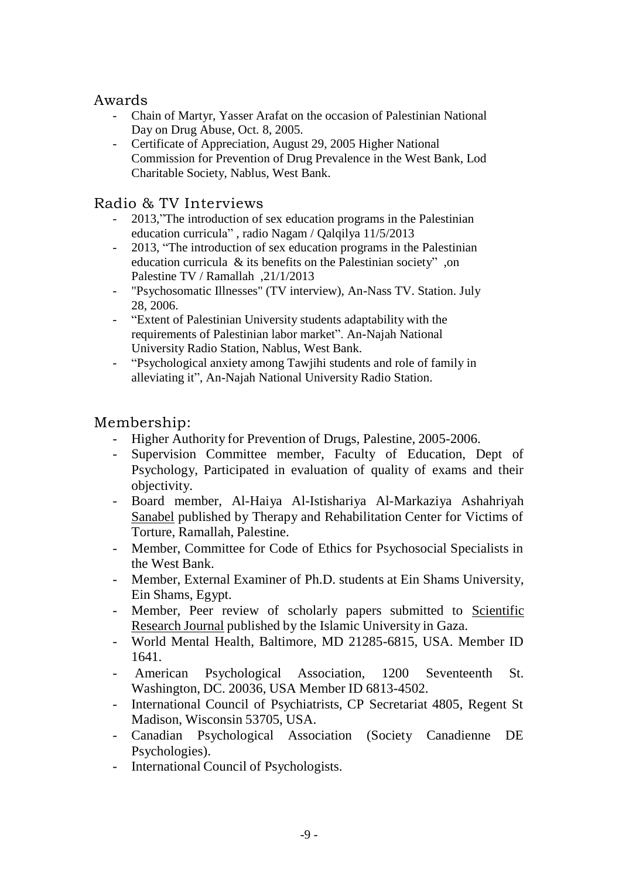## Awards

- Chain of Martyr, Yasser Arafat on the occasion of Palestinian National Day on Drug Abuse, Oct. 8, 2005.
- Certificate of Appreciation, August 29, 2005 Higher National Commission for Prevention of Drug Prevalence in the West Bank, Lod Charitable Society, Nablus, West Bank.

## Radio & TV Interviews

- 2013,"The introduction of sex education programs in the Palestinian education curricula" , radio Nagam / Qalqilya 11/5/2013
- 2013, "The introduction of sex education programs in the Palestinian education curricula & its benefits on the Palestinian society" ,on Palestine TV / Ramallah ,21/1/2013
- "Psychosomatic Illnesses" (TV interview), An-Nass TV. Station. July 28, 2006.
- "Extent of Palestinian University students adaptability with the requirements of Palestinian labor market". An-Najah National University Radio Station, Nablus, West Bank.
- "Psychological anxiety among Tawjihi students and role of family in alleviating it", An-Najah National University Radio Station.

## Membership:

- Higher Authority for Prevention of Drugs, Palestine, 2005-2006.
- Supervision Committee member, Faculty of Education, Dept of Psychology, Participated in evaluation of quality of exams and their objectivity.
- Board member, Al-Haiya Al-Istishariya Al-Markaziya Ashahriyah Sanabel published by Therapy and Rehabilitation Center for Victims of Torture, Ramallah, Palestine.
- Member, Committee for Code of Ethics for Psychosocial Specialists in the West Bank.
- Member, External Examiner of Ph.D. students at Ein Shams University, Ein Shams, Egypt.
- Member, Peer review of scholarly papers submitted to Scientific Research Journal published by the Islamic University in Gaza.
- World Mental Health, Baltimore, MD 21285-6815, USA. Member ID 1641.
- American Psychological Association, 1200 Seventeenth St. Washington, DC. 20036, USA Member ID 6813-4502.
- International Council of Psychiatrists, CP Secretariat 4805, Regent St Madison, Wisconsin 53705, USA.
- Canadian Psychological Association (Society Canadienne DE Psychologies).
- International Council of Psychologists.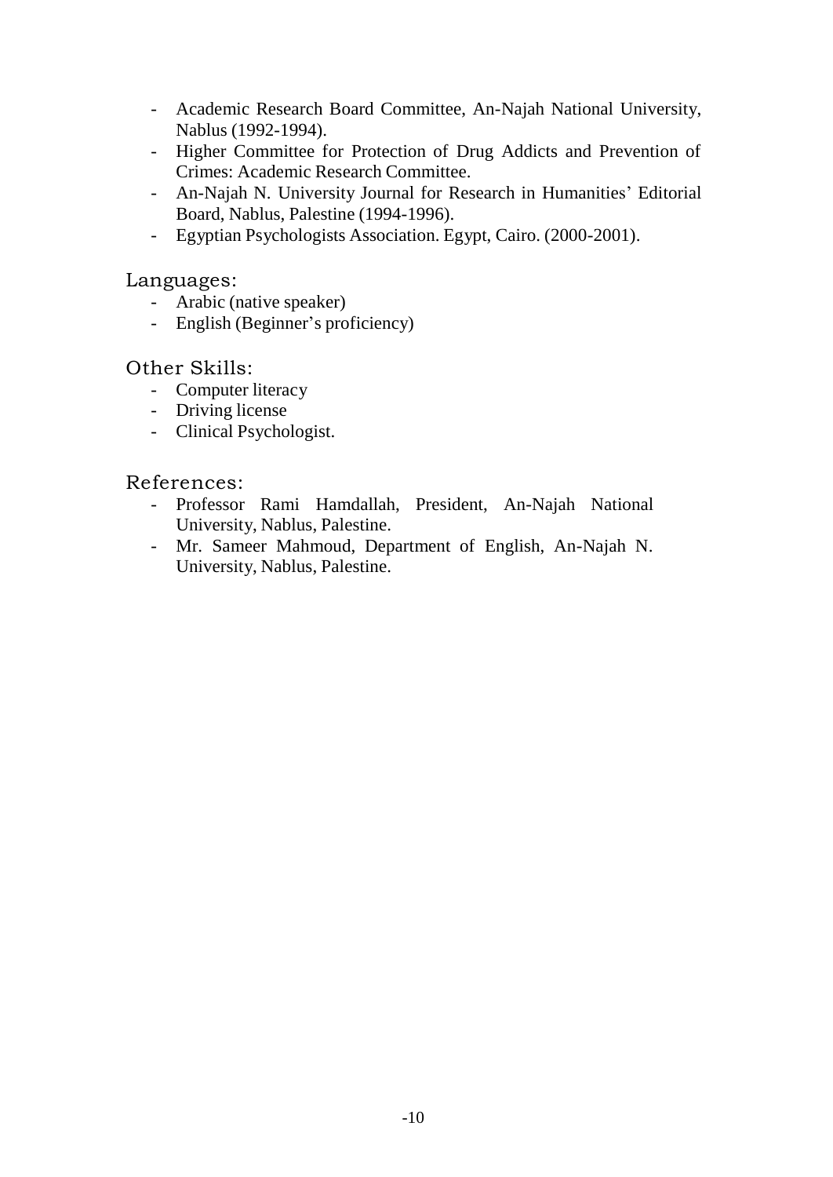- Academic Research Board Committee, An-Najah National University, Nablus (1992-1994).
- Higher Committee for Protection of Drug Addicts and Prevention of Crimes: Academic Research Committee.
- An-Najah N. University Journal for Research in Humanities' Editorial Board, Nablus, Palestine (1994-1996).
- Egyptian Psychologists Association. Egypt, Cairo. (2000-2001).

## Languages:

- Arabic (native speaker)
- English (Beginner's proficiency)

## Other Skills:

- Computer literacy
- Driving license
- Clinical Psychologist.

## References:

- Professor Rami Hamdallah, President, An-Najah National University, Nablus, Palestine.
- Mr. Sameer Mahmoud, Department of English, An-Najah N. University, Nablus, Palestine.